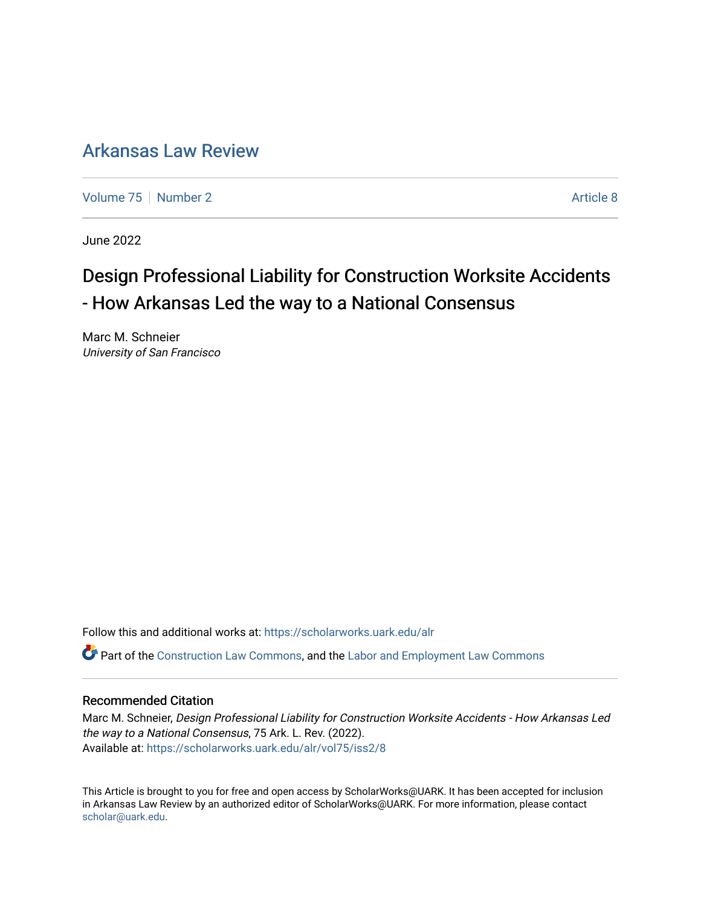# Arkansas Law Review

Volume 75 | Number 2 | Article 8

June 2022

## Design Professional Liability for Construction Worksite Accidents - How Arkansas Led the way to a National Consensus

Marc M. Schneier
*University of San Francisco*

Follow this and additional works at: https://scholarworks.uark.edu/alr

Part of the Construction Law Commons, and the Labor and Employment Law Commons

### Recommended Citation

Marc M. Schneier, *Design Professional Liability for Construction Worksite Accidents - How Arkansas Led the way to a National Consensus*, 75 Ark. L. Rev. (2022).
Available at: https://scholarworks.uark.edu/alr/vol75/iss2/8

This Article is brought to you for free and open access by ScholarWorks@UARK. It has been accepted for inclusion in Arkansas Law Review by an authorized editor of ScholarWorks@UARK. For more information, please contact scholar@uark.edu.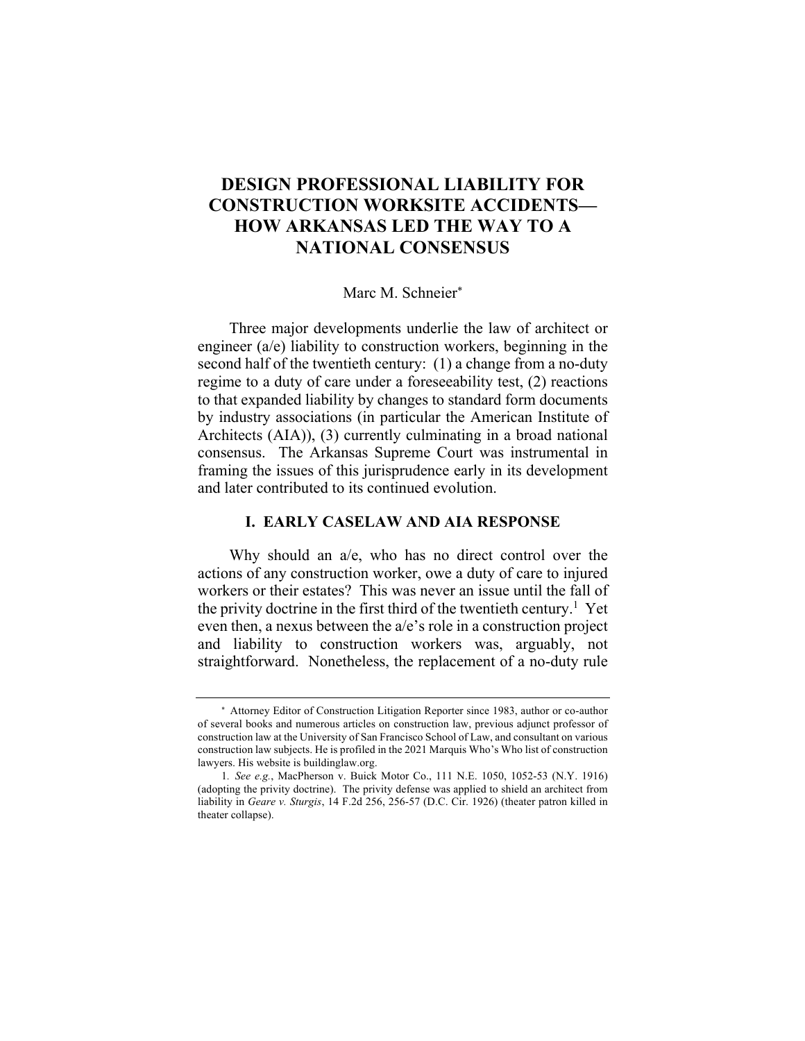# DESIGN PROFESSIONAL LIABILITY FOR CONSTRUCTION WORKSITE ACCIDENTS—HOW ARKANSAS LED THE WAY TO A NATIONAL CONSENSUS

Marc M. Schneier[*]

Three major developments underlie the law of architect or engineer (a/e) liability to construction workers, beginning in the second half of the twentieth century: (1) a change from a no-duty regime to a duty of care under a foreseeability test, (2) reactions to that expanded liability by changes to standard form documents by industry associations (in particular the American Institute of Architects (AIA)), (3) currently culminating in a broad national consensus. The Arkansas Supreme Court was instrumental in framing the issues of this jurisprudence early in its development and later contributed to its continued evolution.

## I. EARLY CASELAW AND AIA RESPONSE

Why should an a/e, who has no direct control over the actions of any construction worker, owe a duty of care to injured workers or their estates? This was never an issue until the fall of the privity doctrine in the first third of the twentieth century.[1] Yet even then, a nexus between the a/e's role in a construction project and liability to construction workers was, arguably, not straightforward. Nonetheless, the replacement of a no-duty rule

---

[*] Attorney Editor of Construction Litigation Reporter since 1983, author or co-author of several books and numerous articles on construction law, previous adjunct professor of construction law at the University of San Francisco School of Law, and consultant on various construction law subjects. He is profiled in the 2021 Marquis Who's Who list of construction lawyers. His website is buildinglaw.org.

1. *See e.g.*, MacPherson v. Buick Motor Co., 111 N.E. 1050, 1052-53 (N.Y. 1916) (adopting the privity doctrine). The privity defense was applied to shield an architect from liability in *Geare v. Sturgis*, 14 F.2d 256, 256-57 (D.C. Cir. 1926) (theater patron killed in theater collapse).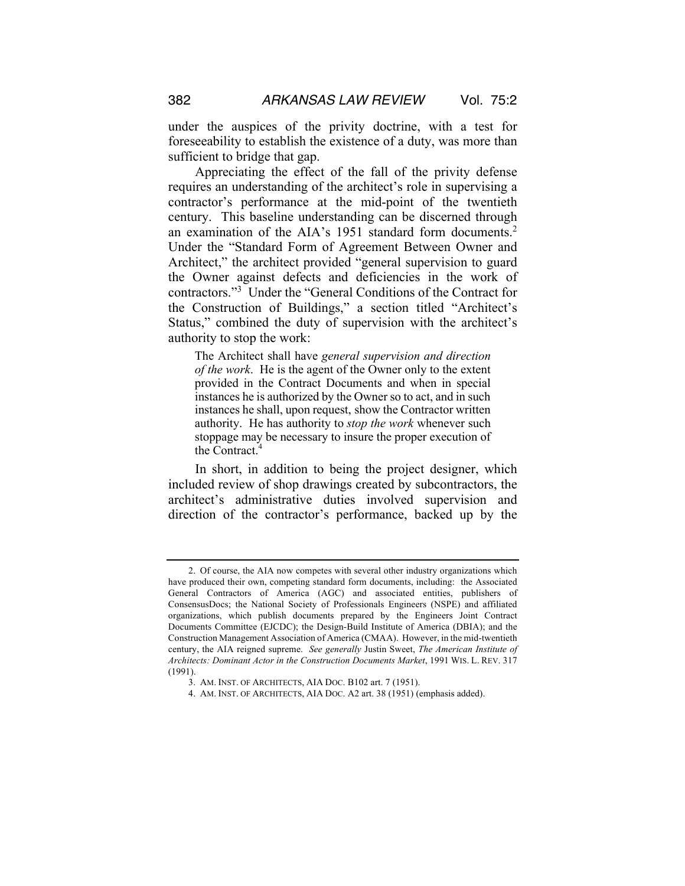under the auspices of the privity doctrine, with a test for foreseeability to establish the existence of a duty, was more than sufficient to bridge that gap.

Appreciating the effect of the fall of the privity defense requires an understanding of the architect's role in supervising a contractor's performance at the mid-point of the twentieth century. This baseline understanding can be discerned through an examination of the AIA's 1951 standard form documents.[2] Under the "Standard Form of Agreement Between Owner and Architect," the architect provided "general supervision to guard the Owner against defects and deficiencies in the work of contractors."[3] Under the "General Conditions of the Contract for the Construction of Buildings," a section titled "Architect's Status," combined the duty of supervision with the architect's authority to stop the work:

> The Architect shall have *general supervision and direction of the work*. He is the agent of the Owner only to the extent provided in the Contract Documents and when in special instances he is authorized by the Owner so to act, and in such instances he shall, upon request, show the Contractor written authority. He has authority to *stop the work* whenever such stoppage may be necessary to insure the proper execution of the Contract.[4]

In short, in addition to being the project designer, which included review of shop drawings created by subcontractors, the architect's administrative duties involved supervision and direction of the contractor's performance, backed up by the

---

2. Of course, the AIA now competes with several other industry organizations which have produced their own, competing standard form documents, including: the Associated General Contractors of America (AGC) and associated entities, publishers of ConsensusDocs; the National Society of Professionals Engineers (NSPE) and affiliated organizations, which publish documents prepared by the Engineers Joint Contract Documents Committee (EJCDC); the Design-Build Institute of America (DBIA); and the Construction Management Association of America (CMAA). However, in the mid-twentieth century, the AIA reigned supreme. *See generally* Justin Sweet, *The American Institute of Architects: Dominant Actor in the Construction Documents Market*, 1991 WIS. L. REV. 317 (1991).

3. AM. INST. OF ARCHITECTS, AIA DOC. B102 art. 7 (1951).

4. AM. INST. OF ARCHITECTS, AIA DOC. A2 art. 38 (1951) (emphasis added).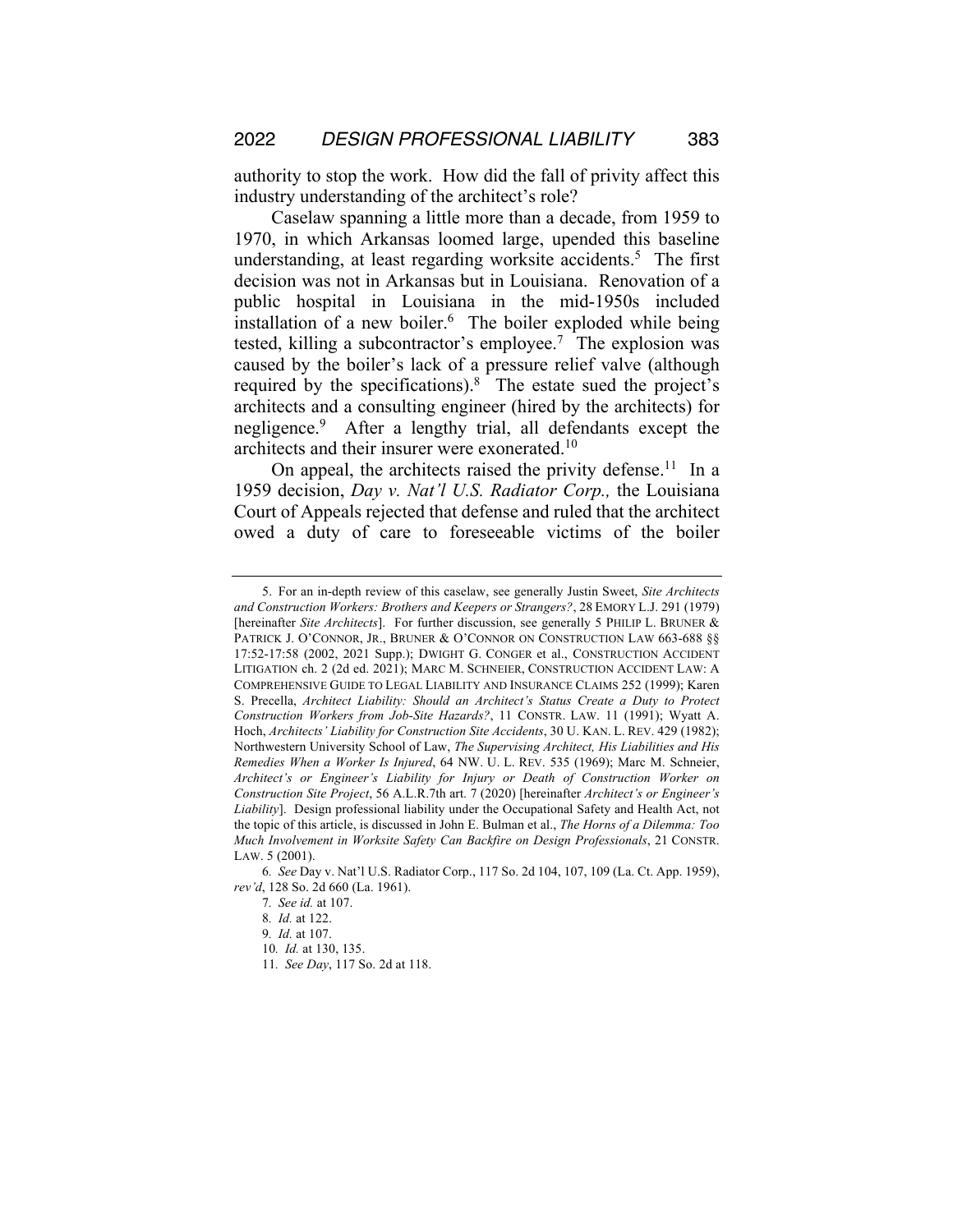authority to stop the work. How did the fall of privity affect this industry understanding of the architect's role?

Caselaw spanning a little more than a decade, from 1959 to 1970, in which Arkansas loomed large, upended this baseline understanding, at least regarding worksite accidents.[5] The first decision was not in Arkansas but in Louisiana. Renovation of a public hospital in Louisiana in the mid-1950s included installation of a new boiler.[6] The boiler exploded while being tested, killing a subcontractor's employee.[7] The explosion was caused by the boiler's lack of a pressure relief valve (although required by the specifications).[8] The estate sued the project's architects and a consulting engineer (hired by the architects) for negligence.[9] After a lengthy trial, all defendants except the architects and their insurer were exonerated.[10]

On appeal, the architects raised the privity defense.[11] In a 1959 decision, *Day v. Nat'l U.S. Radiator Corp.,* the Louisiana Court of Appeals rejected that defense and ruled that the architect owed a duty of care to foreseeable victims of the boiler

---

5. For an in-depth review of this caselaw, see generally Justin Sweet, *Site Architects and Construction Workers: Brothers and Keepers or Strangers?*, 28 EMORY L.J. 291 (1979) [hereinafter *Site Architects*]. For further discussion, see generally 5 PHILIP L. BRUNER & PATRICK J. O'CONNOR, JR., BRUNER & O'CONNOR ON CONSTRUCTION LAW 663-688 §§ 17:52-17:58 (2002, 2021 Supp.); DWIGHT G. CONGER et al., CONSTRUCTION ACCIDENT LITIGATION ch. 2 (2d ed. 2021); MARC M. SCHNEIER, CONSTRUCTION ACCIDENT LAW: A COMPREHENSIVE GUIDE TO LEGAL LIABILITY AND INSURANCE CLAIMS 252 (1999); Karen S. Precella, *Architect Liability: Should an Architect's Status Create a Duty to Protect Construction Workers from Job-Site Hazards?*, 11 CONSTR. LAW. 11 (1991); Wyatt A. Hoch, *Architects' Liability for Construction Site Accidents*, 30 U. KAN. L. REV. 429 (1982); Northwestern University School of Law, *The Supervising Architect, His Liabilities and His Remedies When a Worker Is Injured*, 64 NW. U. L. REV. 535 (1969); Marc M. Schneier, *Architect's or Engineer's Liability for Injury or Death of Construction Worker on Construction Site Project*, 56 A.L.R.7th art. 7 (2020) [hereinafter *Architect's or Engineer's Liability*]. Design professional liability under the Occupational Safety and Health Act, not the topic of this article, is discussed in John E. Bulman et al., *The Horns of a Dilemma: Too Much Involvement in Worksite Safety Can Backfire on Design Professionals*, 21 CONSTR. LAW. 5 (2001).

6. *See* Day v. Nat'l U.S. Radiator Corp., 117 So. 2d 104, 107, 109 (La. Ct. App. 1959), *rev'd*, 128 So. 2d 660 (La. 1961).

7. *See id.* at 107.

8. *Id.* at 122.

9. *Id.* at 107.

10. *Id.* at 130, 135.

11. *See Day*, 117 So. 2d at 118.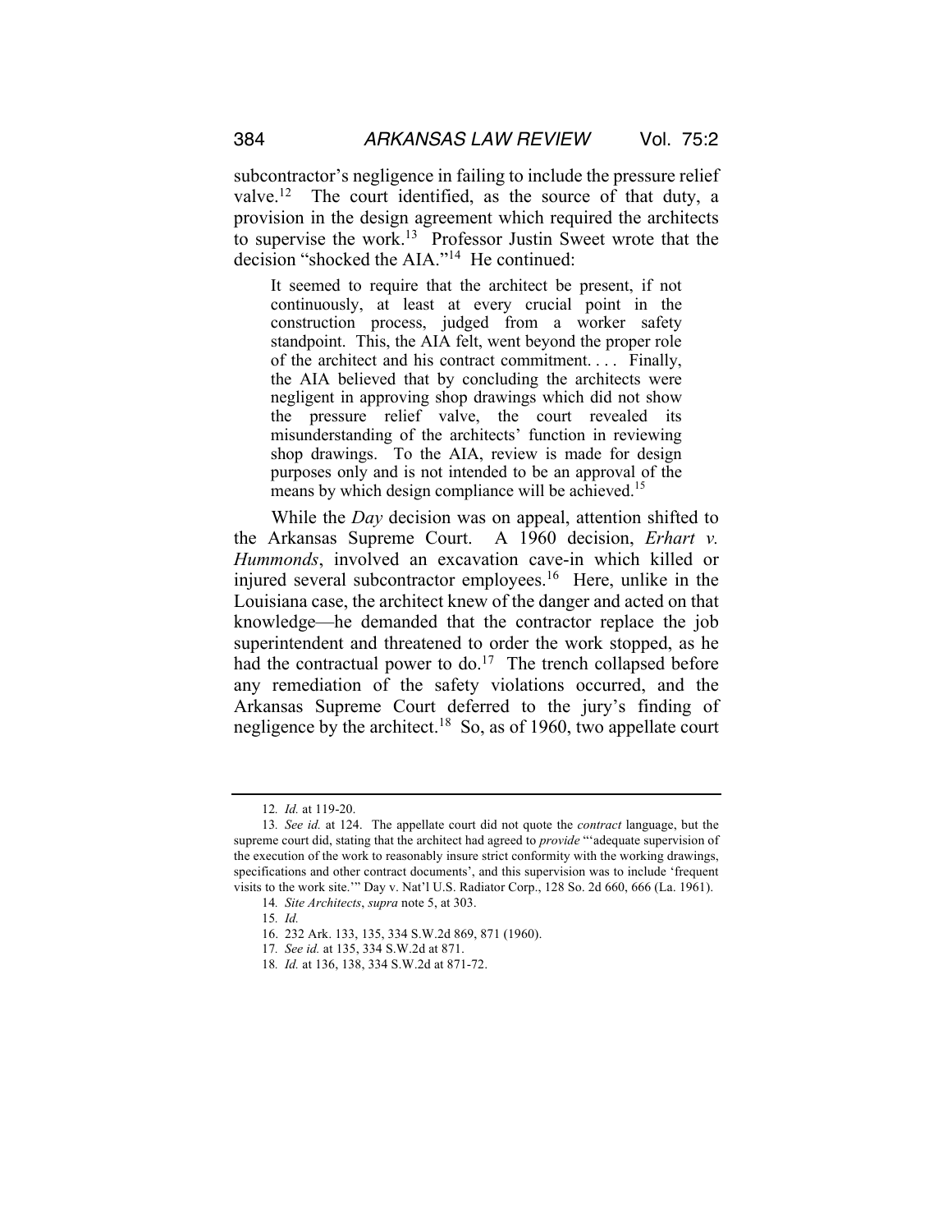subcontractor's negligence in failing to include the pressure relief valve.[12] The court identified, as the source of that duty, a provision in the design agreement which required the architects to supervise the work.[13] Professor Justin Sweet wrote that the decision "shocked the AIA."[14] He continued:

> It seemed to require that the architect be present, if not continuously, at least at every crucial point in the construction process, judged from a worker safety standpoint. This, the AIA felt, went beyond the proper role of the architect and his contract commitment. . . . Finally, the AIA believed that by concluding the architects were negligent in approving shop drawings which did not show the pressure relief valve, the court revealed its misunderstanding of the architects' function in reviewing shop drawings. To the AIA, review is made for design purposes only and is not intended to be an approval of the means by which design compliance will be achieved.[15]

While the *Day* decision was on appeal, attention shifted to the Arkansas Supreme Court. A 1960 decision, *Erhart v. Hummonds*, involved an excavation cave-in which killed or injured several subcontractor employees.[16] Here, unlike in the Louisiana case, the architect knew of the danger and acted on that knowledge—he demanded that the contractor replace the job superintendent and threatened to order the work stopped, as he had the contractual power to do.[17] The trench collapsed before any remediation of the safety violations occurred, and the Arkansas Supreme Court deferred to the jury's finding of negligence by the architect.[18] So, as of 1960, two appellate court

---

12. *Id.* at 119-20.

13. *See id.* at 124. The appellate court did not quote the *contract* language, but the supreme court did, stating that the architect had agreed to *provide* "'adequate supervision of the execution of the work to reasonably insure strict conformity with the working drawings, specifications and other contract documents', and this supervision was to include 'frequent visits to the work site.'" Day v. Nat'l U.S. Radiator Corp., 128 So. 2d 660, 666 (La. 1961).

14. *Site Architects*, *supra* note 5, at 303.

15. *Id.*

16. 232 Ark. 133, 135, 334 S.W.2d 869, 871 (1960).

17. *See id.* at 135, 334 S.W.2d at 871.

18. *Id.* at 136, 138, 334 S.W.2d at 871-72.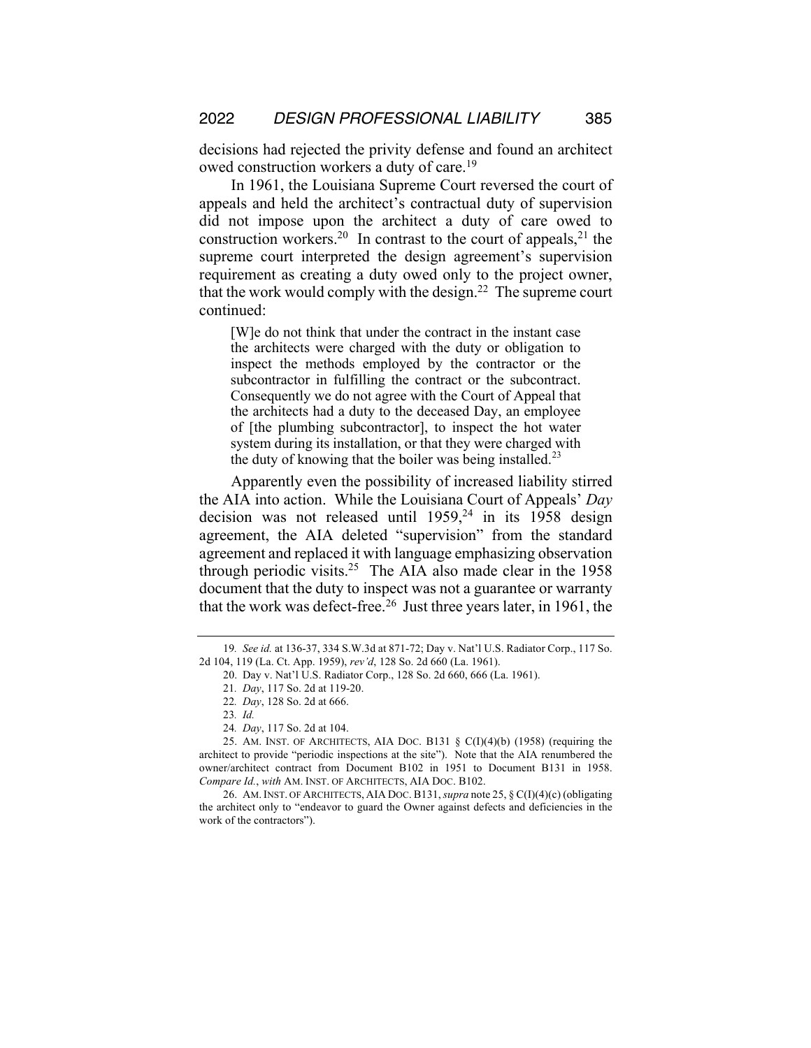decisions had rejected the privity defense and found an architect owed construction workers a duty of care.[19]

In 1961, the Louisiana Supreme Court reversed the court of appeals and held the architect's contractual duty of supervision did not impose upon the architect a duty of care owed to construction workers.[20] In contrast to the court of appeals,[21] the supreme court interpreted the design agreement's supervision requirement as creating a duty owed only to the project owner, that the work would comply with the design.[22] The supreme court continued:

> [W]e do not think that under the contract in the instant case the architects were charged with the duty or obligation to inspect the methods employed by the contractor or the subcontractor in fulfilling the contract or the subcontract. Consequently we do not agree with the Court of Appeal that the architects had a duty to the deceased Day, an employee of [the plumbing subcontractor], to inspect the hot water system during its installation, or that they were charged with the duty of knowing that the boiler was being installed.[23]

Apparently even the possibility of increased liability stirred the AIA into action. While the Louisiana Court of Appeals' *Day* decision was not released until 1959,[24] in its 1958 design agreement, the AIA deleted "supervision" from the standard agreement and replaced it with language emphasizing observation through periodic visits.[25] The AIA also made clear in the 1958 document that the duty to inspect was not a guarantee or warranty that the work was defect-free.[26] Just three years later, in 1961, the

---

19. *See id.* at 136-37, 334 S.W.3d at 871-72; Day v. Nat'l U.S. Radiator Corp., 117 So. 2d 104, 119 (La. Ct. App. 1959), *rev'd*, 128 So. 2d 660 (La. 1961).

20. Day v. Nat'l U.S. Radiator Corp., 128 So. 2d 660, 666 (La. 1961).

21. *Day*, 117 So. 2d at 119-20.

22. *Day*, 128 So. 2d at 666.

23. *Id.*

24. *Day*, 117 So. 2d at 104.

25. AM. INST. OF ARCHITECTS, AIA DOC. B131 § C(I)(4)(b) (1958) (requiring the architect to provide "periodic inspections at the site"). Note that the AIA renumbered the owner/architect contract from Document B102 in 1951 to Document B131 in 1958. *Compare Id.*, *with* AM. INST. OF ARCHITECTS, AIA DOC. B102.

26. AM. INST. OF ARCHITECTS, AIA DOC. B131, *supra* note 25, § C(I)(4)(c) (obligating the architect only to "endeavor to guard the Owner against defects and deficiencies in the work of the contractors").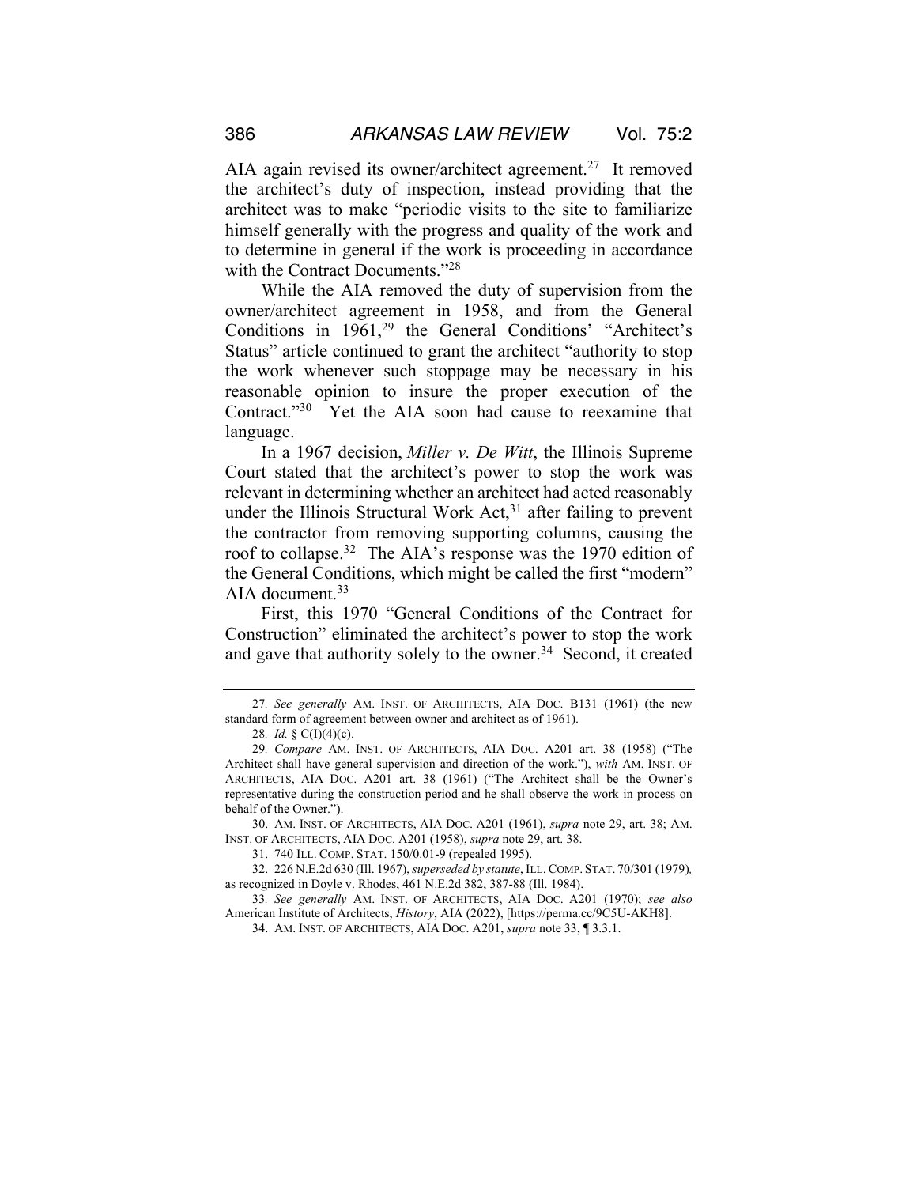AIA again revised its owner/architect agreement.[27] It removed the architect's duty of inspection, instead providing that the architect was to make "periodic visits to the site to familiarize himself generally with the progress and quality of the work and to determine in general if the work is proceeding in accordance with the Contract Documents."[28]

While the AIA removed the duty of supervision from the owner/architect agreement in 1958, and from the General Conditions in 1961,[29] the General Conditions' "Architect's Status" article continued to grant the architect "authority to stop the work whenever such stoppage may be necessary in his reasonable opinion to insure the proper execution of the Contract."[30] Yet the AIA soon had cause to reexamine that language.

In a 1967 decision, *Miller v. De Witt*, the Illinois Supreme Court stated that the architect's power to stop the work was relevant in determining whether an architect had acted reasonably under the Illinois Structural Work Act,[31] after failing to prevent the contractor from removing supporting columns, causing the roof to collapse.[32] The AIA's response was the 1970 edition of the General Conditions, which might be called the first "modern" AIA document.[33]

First, this 1970 "General Conditions of the Contract for Construction" eliminated the architect's power to stop the work and gave that authority solely to the owner.[34] Second, it created

---

27. *See generally* AM. INST. OF ARCHITECTS, AIA DOC. B131 (1961) (the new standard form of agreement between owner and architect as of 1961).

28. *Id.* § C(I)(4)(c).

29. *Compare* AM. INST. OF ARCHITECTS, AIA DOC. A201 art. 38 (1958) ("The Architect shall have general supervision and direction of the work."), *with* AM. INST. OF ARCHITECTS, AIA DOC. A201 art. 38 (1961) ("The Architect shall be the Owner's representative during the construction period and he shall observe the work in process on behalf of the Owner.").

30. AM. INST. OF ARCHITECTS, AIA DOC. A201 (1961), *supra* note 29, art. 38; AM. INST. OF ARCHITECTS, AIA DOC. A201 (1958), *supra* note 29, art. 38.

31. 740 ILL. COMP. STAT. 150/0.01-9 (repealed 1995).

32. 226 N.E.2d 630 (Ill. 1967), *superseded by statute*, ILL. COMP. STAT. 70/301 (1979)*,* as recognized in Doyle v. Rhodes, 461 N.E.2d 382, 387-88 (Ill. 1984).

33. *See generally* AM. INST. OF ARCHITECTS, AIA DOC. A201 (1970); *see also* American Institute of Architects, *History*, AIA (2022), [https://perma.cc/9C5U-AKH8].

34. AM. INST. OF ARCHITECTS, AIA DOC. A201, *supra* note 33, ¶ 3.3.1.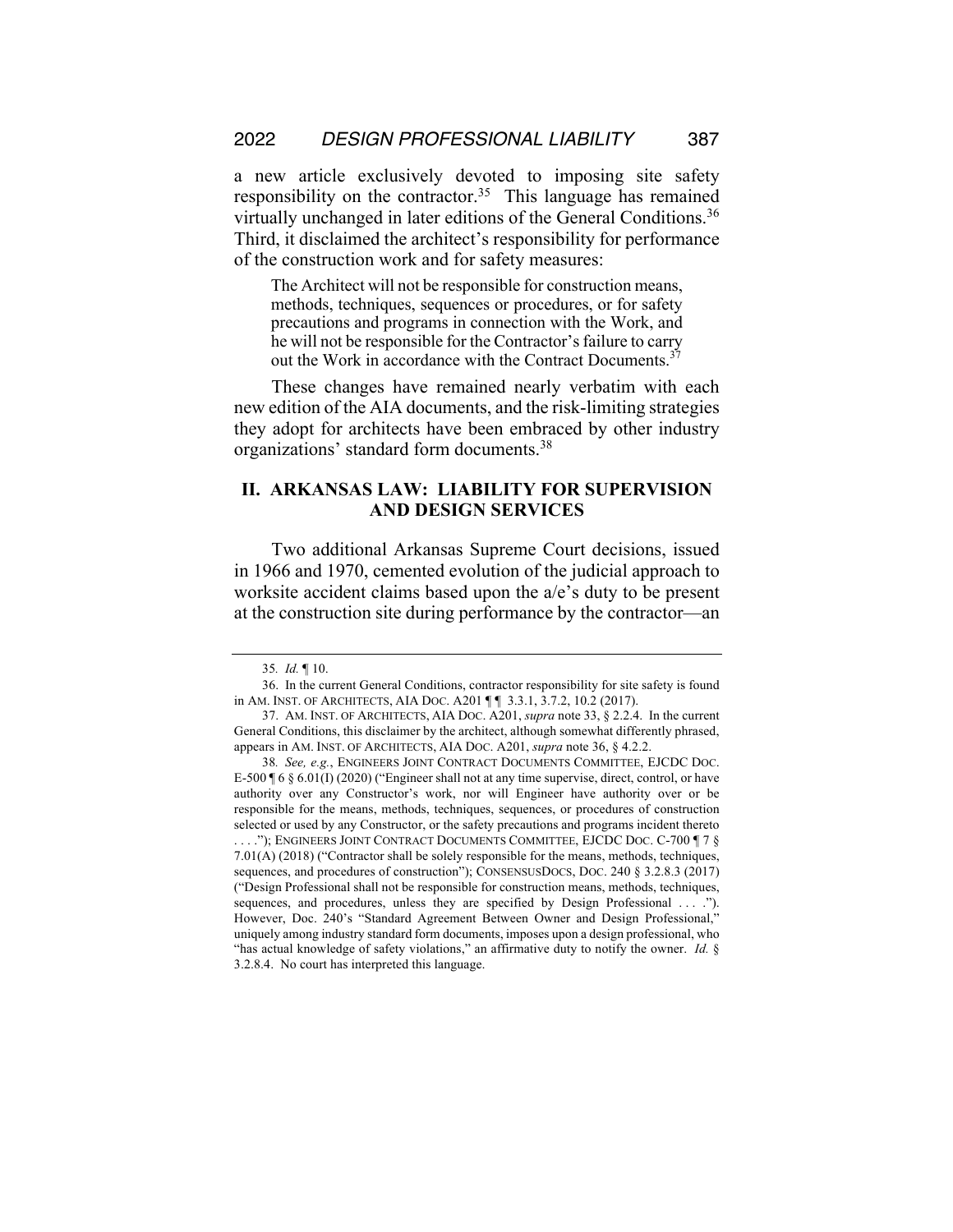a new article exclusively devoted to imposing site safety responsibility on the contractor.[35] This language has remained virtually unchanged in later editions of the General Conditions.[36] Third, it disclaimed the architect's responsibility for performance of the construction work and for safety measures:

> The Architect will not be responsible for construction means, methods, techniques, sequences or procedures, or for safety precautions and programs in connection with the Work, and he will not be responsible for the Contractor's failure to carry out the Work in accordance with the Contract Documents.[37]

These changes have remained nearly verbatim with each new edition of the AIA documents, and the risk-limiting strategies they adopt for architects have been embraced by other industry organizations' standard form documents.[38]

## II. ARKANSAS LAW: LIABILITY FOR SUPERVISION AND DESIGN SERVICES

Two additional Arkansas Supreme Court decisions, issued in 1966 and 1970, cemented evolution of the judicial approach to worksite accident claims based upon the a/e's duty to be present at the construction site during performance by the contractor—an

---

35. *Id.* ¶ 10.

36. In the current General Conditions, contractor responsibility for site safety is found in AM. INST. OF ARCHITECTS, AIA DOC. A201 ¶¶ 3.3.1, 3.7.2, 10.2 (2017).

37. AM. INST. OF ARCHITECTS, AIA DOC. A201, *supra* note 33, § 2.2.4. In the current General Conditions, this disclaimer by the architect, although somewhat differently phrased, appears in AM. INST. OF ARCHITECTS, AIA DOC. A201, *supra* note 36, § 4.2.2.

38. *See, e.g.*, ENGINEERS JOINT CONTRACT DOCUMENTS COMMITTEE, EJCDC DOC. E-500 ¶ 6 § 6.01(I) (2020) ("Engineer shall not at any time supervise, direct, control, or have authority over any Constructor's work, nor will Engineer have authority over or be responsible for the means, methods, techniques, sequences, or procedures of construction selected or used by any Constructor, or the safety precautions and programs incident thereto . . . ."); ENGINEERS JOINT CONTRACT DOCUMENTS COMMITTEE, EJCDC DOC. C-700 ¶ 7 § 7.01(A) (2018) ("Contractor shall be solely responsible for the means, methods, techniques, sequences, and procedures of construction"); CONSENSUSDOCS, DOC. 240 § 3.2.8.3 (2017) ("Design Professional shall not be responsible for construction means, methods, techniques, sequences, and procedures, unless they are specified by Design Professional . . . ."). However, Doc. 240's "Standard Agreement Between Owner and Design Professional," uniquely among industry standard form documents, imposes upon a design professional, who "has actual knowledge of safety violations," an affirmative duty to notify the owner. *Id.* § 3.2.8.4. No court has interpreted this language.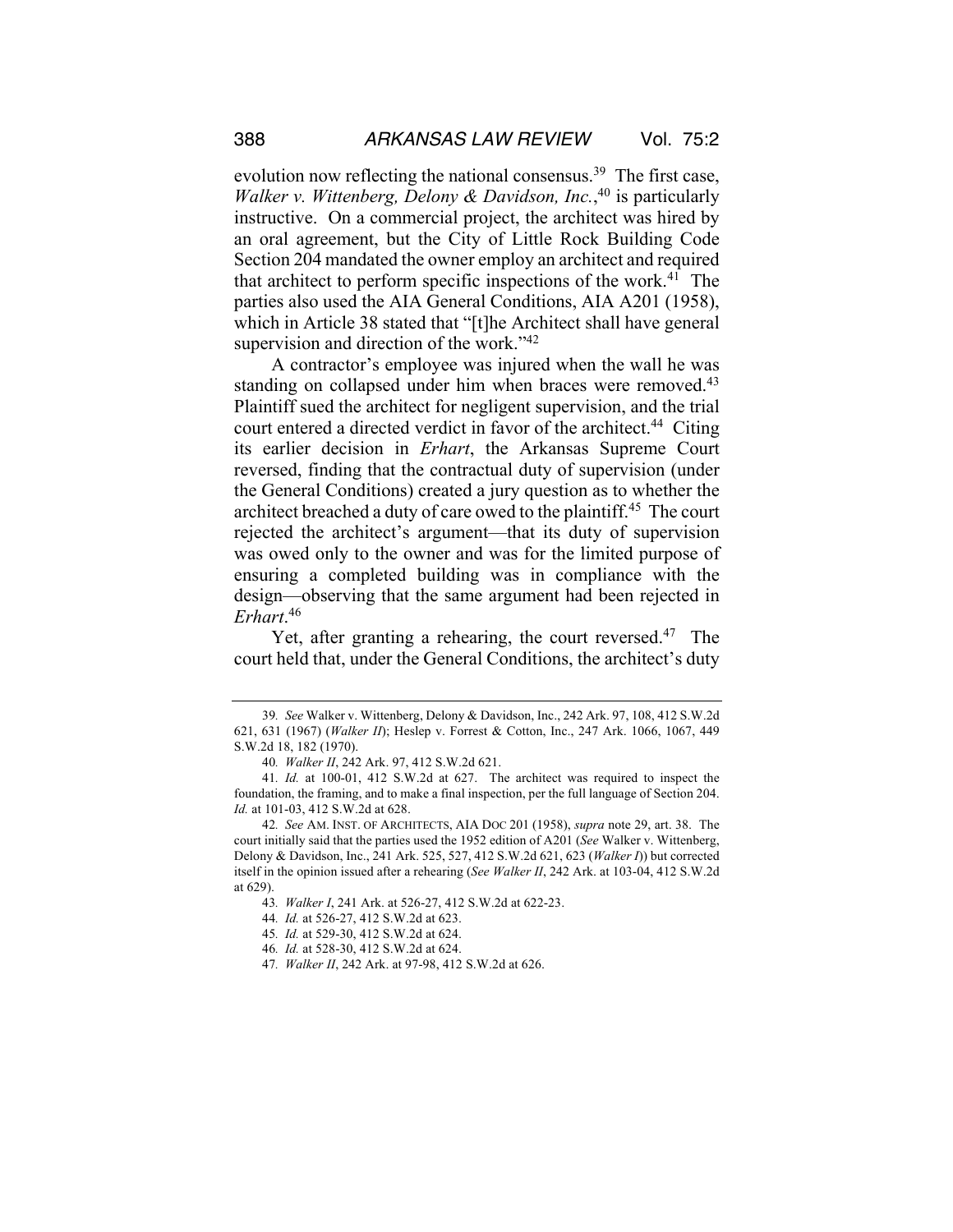evolution now reflecting the national consensus.[39] The first case, *Walker v. Wittenberg, Delony & Davidson, Inc.*,[40] is particularly instructive. On a commercial project, the architect was hired by an oral agreement, but the City of Little Rock Building Code Section 204 mandated the owner employ an architect and required that architect to perform specific inspections of the work.[41] The parties also used the AIA General Conditions, AIA A201 (1958), which in Article 38 stated that "[t]he Architect shall have general supervision and direction of the work."[42]

A contractor's employee was injured when the wall he was standing on collapsed under him when braces were removed.[43] Plaintiff sued the architect for negligent supervision, and the trial court entered a directed verdict in favor of the architect.[44] Citing its earlier decision in *Erhart*, the Arkansas Supreme Court reversed, finding that the contractual duty of supervision (under the General Conditions) created a jury question as to whether the architect breached a duty of care owed to the plaintiff.[45] The court rejected the architect's argument—that its duty of supervision was owed only to the owner and was for the limited purpose of ensuring a completed building was in compliance with the design—observing that the same argument had been rejected in *Erhart*.[46]

Yet, after granting a rehearing, the court reversed.[47] The court held that, under the General Conditions, the architect's duty

---

39. *See* Walker v. Wittenberg, Delony & Davidson, Inc., 242 Ark. 97, 108, 412 S.W.2d 621, 631 (1967) (*Walker II*); Heslep v. Forrest & Cotton, Inc., 247 Ark. 1066, 1067, 449 S.W.2d 18, 182 (1970).

40. *Walker II*, 242 Ark. 97, 412 S.W.2d 621.

41. *Id.* at 100-01, 412 S.W.2d at 627. The architect was required to inspect the foundation, the framing, and to make a final inspection, per the full language of Section 204. *Id.* at 101-03, 412 S.W.2d at 628.

42. *See* AM. INST. OF ARCHITECTS, AIA DOC 201 (1958), *supra* note 29, art. 38. The court initially said that the parties used the 1952 edition of A201 (*See* Walker v. Wittenberg, Delony & Davidson, Inc., 241 Ark. 525, 527, 412 S.W.2d 621, 623 (*Walker I*)) but corrected itself in the opinion issued after a rehearing (*See Walker II*, 242 Ark. at 103-04, 412 S.W.2d at 629).

43. *Walker I*, 241 Ark. at 526-27, 412 S.W.2d at 622-23.

44. *Id.* at 526-27, 412 S.W.2d at 623.

45. *Id.* at 529-30, 412 S.W.2d at 624.

46. *Id.* at 528-30, 412 S.W.2d at 624.

47. *Walker II*, 242 Ark. at 97-98, 412 S.W.2d at 626.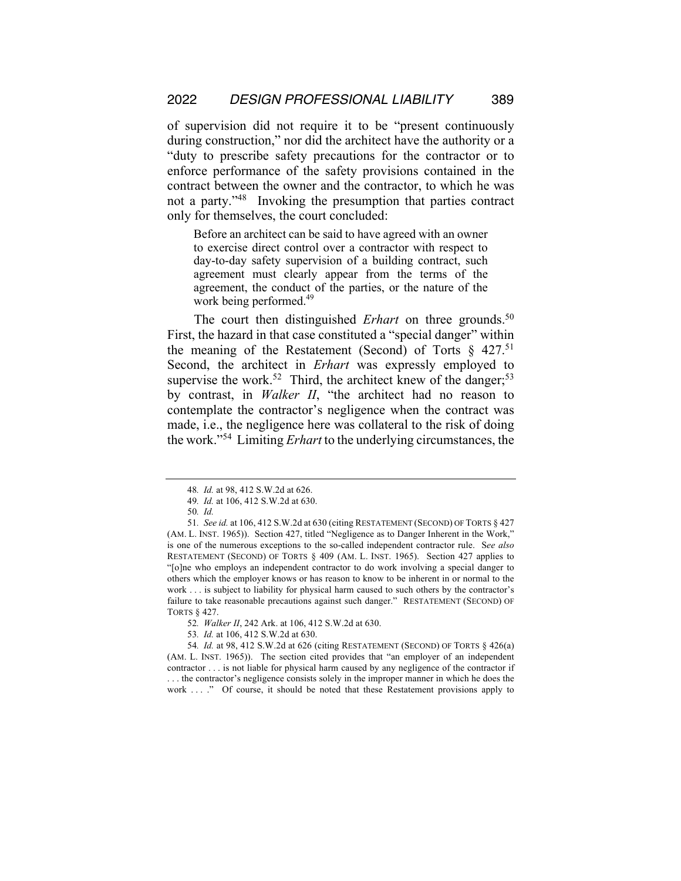of supervision did not require it to be "present continuously during construction," nor did the architect have the authority or a "duty to prescribe safety precautions for the contractor or to enforce performance of the safety provisions contained in the contract between the owner and the contractor, to which he was not a party."[48] Invoking the presumption that parties contract only for themselves, the court concluded:

> Before an architect can be said to have agreed with an owner to exercise direct control over a contractor with respect to day-to-day safety supervision of a building contract, such agreement must clearly appear from the terms of the agreement, the conduct of the parties, or the nature of the work being performed.[49]

The court then distinguished *Erhart* on three grounds.[50] First, the hazard in that case constituted a "special danger" within the meaning of the Restatement (Second) of Torts § 427.[51] Second, the architect in *Erhart* was expressly employed to supervise the work.[52] Third, the architect knew of the danger;[53] by contrast, in *Walker II*, "the architect had no reason to contemplate the contractor's negligence when the contract was made, i.e., the negligence here was collateral to the risk of doing the work."[54] Limiting *Erhart* to the underlying circumstances, the

---

48. *Id.* at 98, 412 S.W.2d at 626.

49. *Id.* at 106, 412 S.W.2d at 630.

50. *Id.*

51. *See id.* at 106, 412 S.W.2d at 630 (citing RESTATEMENT (SECOND) OF TORTS § 427 (AM. L. INST. 1965)). Section 427, titled "Negligence as to Danger Inherent in the Work," is one of the numerous exceptions to the so-called independent contractor rule. *See also* RESTATEMENT (SECOND) OF TORTS § 409 (AM. L. INST. 1965). Section 427 applies to "[o]ne who employs an independent contractor to do work involving a special danger to others which the employer knows or has reason to know to be inherent in or normal to the work . . . is subject to liability for physical harm caused to such others by the contractor's failure to take reasonable precautions against such danger." RESTATEMENT (SECOND) OF TORTS § 427.

52. *Walker II*, 242 Ark. at 106, 412 S.W.2d at 630.

53. *Id.* at 106, 412 S.W.2d at 630.

54. *Id.* at 98, 412 S.W.2d at 626 (citing RESTATEMENT (SECOND) OF TORTS § 426(a) (AM. L. INST. 1965)). The section cited provides that "an employer of an independent contractor . . . is not liable for physical harm caused by any negligence of the contractor if . . . the contractor's negligence consists solely in the improper manner in which he does the work . . . ." Of course, it should be noted that these Restatement provisions apply to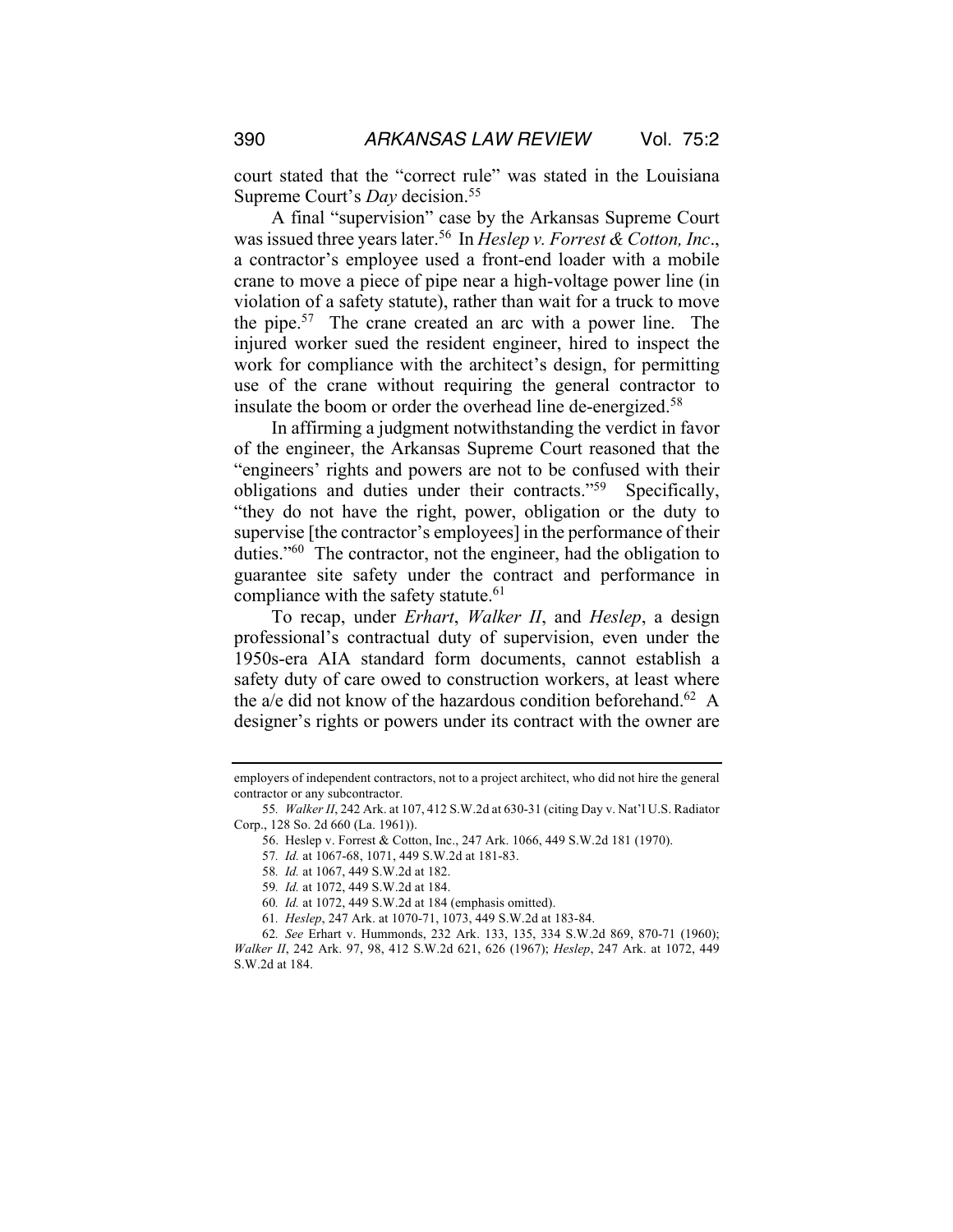court stated that the "correct rule" was stated in the Louisiana Supreme Court's *Day* decision.[55]

A final "supervision" case by the Arkansas Supreme Court was issued three years later.[56] In *Heslep v. Forrest & Cotton, Inc*., a contractor's employee used a front-end loader with a mobile crane to move a piece of pipe near a high-voltage power line (in violation of a safety statute), rather than wait for a truck to move the pipe.[57] The crane created an arc with a power line. The injured worker sued the resident engineer, hired to inspect the work for compliance with the architect's design, for permitting use of the crane without requiring the general contractor to insulate the boom or order the overhead line de-energized.[58]

In affirming a judgment notwithstanding the verdict in favor of the engineer, the Arkansas Supreme Court reasoned that the "engineers' rights and powers are not to be confused with their obligations and duties under their contracts."[59] Specifically, "they do not have the right, power, obligation or the duty to supervise [the contractor's employees] in the performance of their duties."[60] The contractor, not the engineer, had the obligation to guarantee site safety under the contract and performance in compliance with the safety statute.[61]

To recap, under *Erhart*, *Walker II*, and *Heslep*, a design professional's contractual duty of supervision, even under the 1950s-era AIA standard form documents, cannot establish a safety duty of care owed to construction workers, at least where the a/e did not know of the hazardous condition beforehand.[62] A designer's rights or powers under its contract with the owner are

---

employers of independent contractors, not to a project architect, who did not hire the general contractor or any subcontractor.

55. *Walker II*, 242 Ark. at 107, 412 S.W.2d at 630-31 (citing Day v. Nat'l U.S. Radiator Corp., 128 So. 2d 660 (La. 1961)).

56. Heslep v. Forrest & Cotton, Inc., 247 Ark. 1066, 449 S.W.2d 181 (1970).

57. *Id.* at 1067-68, 1071, 449 S.W.2d at 181-83.

58. *Id.* at 1067, 449 S.W.2d at 182.

59. *Id.* at 1072, 449 S.W.2d at 184.

60. *Id.* at 1072, 449 S.W.2d at 184 (emphasis omitted).

61. *Heslep*, 247 Ark. at 1070-71, 1073, 449 S.W.2d at 183-84.

62. *See* Erhart v. Hummonds, 232 Ark. 133, 135, 334 S.W.2d 869, 870-71 (1960); *Walker II*, 242 Ark. 97, 98, 412 S.W.2d 621, 626 (1967); *Heslep*, 247 Ark. at 1072, 449 S.W.2d at 184.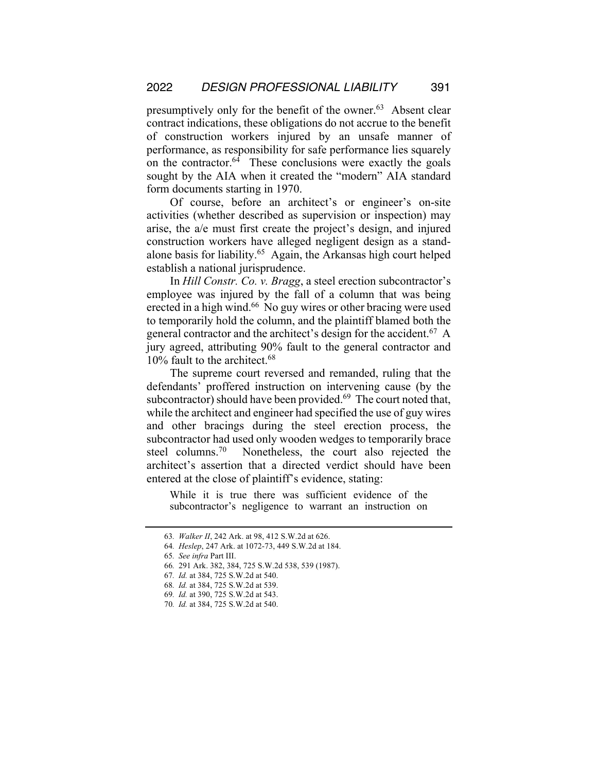presumptively only for the benefit of the owner.[63] Absent clear contract indications, these obligations do not accrue to the benefit of construction workers injured by an unsafe manner of performance, as responsibility for safe performance lies squarely on the contractor.[64] These conclusions were exactly the goals sought by the AIA when it created the "modern" AIA standard form documents starting in 1970.

Of course, before an architect's or engineer's on-site activities (whether described as supervision or inspection) may arise, the a/e must first create the project's design, and injured construction workers have alleged negligent design as a stand-alone basis for liability.[65] Again, the Arkansas high court helped establish a national jurisprudence.

In *Hill Constr. Co. v. Bragg*, a steel erection subcontractor's employee was injured by the fall of a column that was being erected in a high wind.[66] No guy wires or other bracing were used to temporarily hold the column, and the plaintiff blamed both the general contractor and the architect's design for the accident.[67] A jury agreed, attributing 90% fault to the general contractor and 10% fault to the architect.[68]

The supreme court reversed and remanded, ruling that the defendants' proffered instruction on intervening cause (by the subcontractor) should have been provided.[69] The court noted that, while the architect and engineer had specified the use of guy wires and other bracings during the steel erection process, the subcontractor had used only wooden wedges to temporarily brace steel columns.[70] Nonetheless, the court also rejected the architect's assertion that a directed verdict should have been entered at the close of plaintiff's evidence, stating:

> While it is true there was sufficient evidence of the subcontractor's negligence to warrant an instruction on

---

63. *Walker II*, 242 Ark. at 98, 412 S.W.2d at 626.
64. *Heslep*, 247 Ark. at 1072-73, 449 S.W.2d at 184.
65. *See infra* Part III.
66. 291 Ark. 382, 384, 725 S.W.2d 538, 539 (1987).
67. *Id.* at 384, 725 S.W.2d at 540.
68. *Id.* at 384, 725 S.W.2d at 539.
69. *Id.* at 390, 725 S.W.2d at 543.
70. *Id.* at 384, 725 S.W.2d at 540.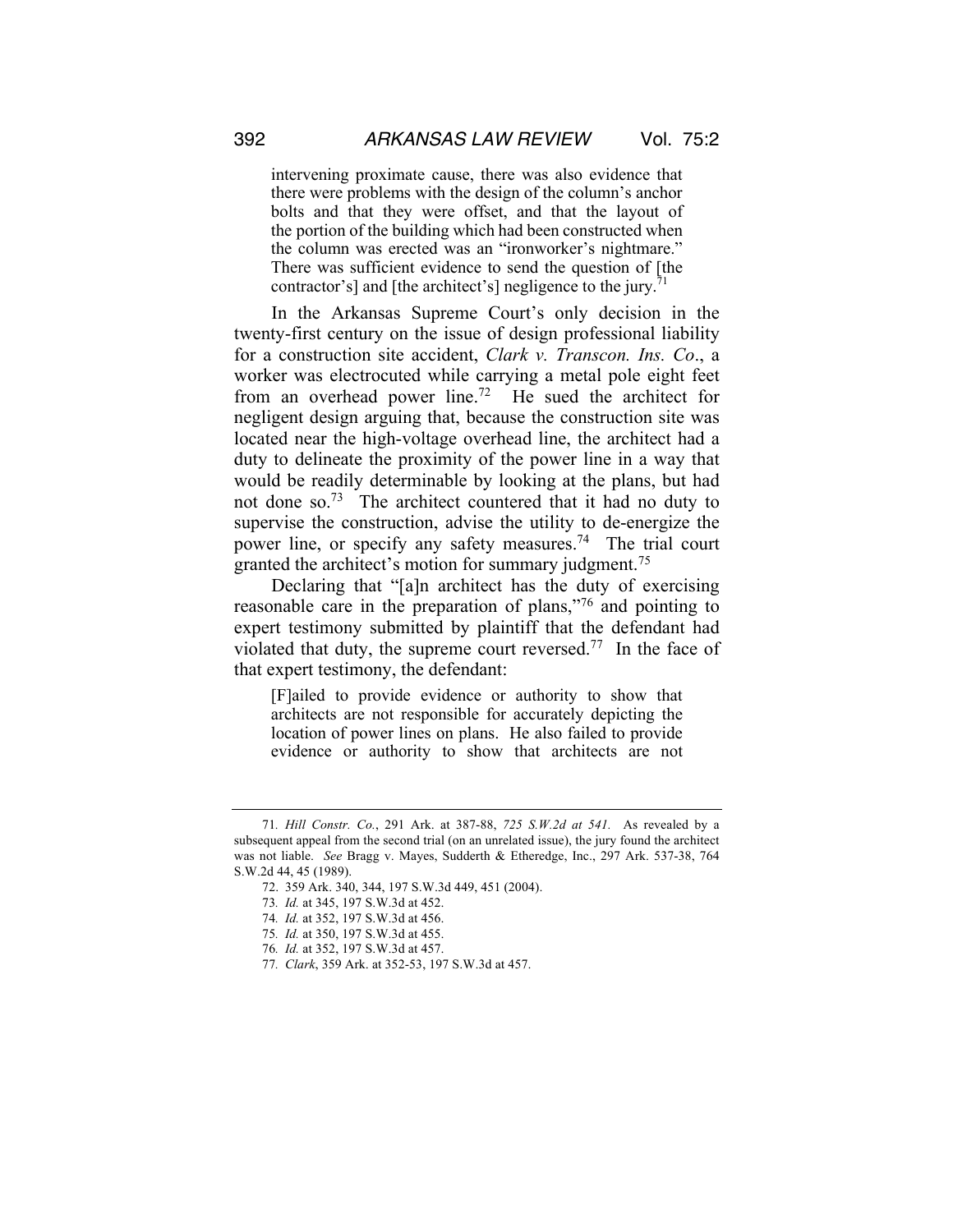> intervening proximate cause, there was also evidence that there were problems with the design of the column's anchor bolts and that they were offset, and that the layout of the portion of the building which had been constructed when the column was erected was an "ironworker's nightmare." There was sufficient evidence to send the question of [the contractor's] and [the architect's] negligence to the jury.[71]

In the Arkansas Supreme Court's only decision in the twenty-first century on the issue of design professional liability for a construction site accident, *Clark v. Transcon. Ins. Co*., a worker was electrocuted while carrying a metal pole eight feet from an overhead power line.[72] He sued the architect for negligent design arguing that, because the construction site was located near the high-voltage overhead line, the architect had a duty to delineate the proximity of the power line in a way that would be readily determinable by looking at the plans, but had not done so.[73] The architect countered that it had no duty to supervise the construction, advise the utility to de-energize the power line, or specify any safety measures.[74] The trial court granted the architect's motion for summary judgment.[75]

Declaring that "[a]n architect has the duty of exercising reasonable care in the preparation of plans,"[76] and pointing to expert testimony submitted by plaintiff that the defendant had violated that duty, the supreme court reversed.[77] In the face of that expert testimony, the defendant:

> [F]ailed to provide evidence or authority to show that architects are not responsible for accurately depicting the location of power lines on plans. He also failed to provide evidence or authority to show that architects are not

---

71. *Hill Constr. Co.*, 291 Ark. at 387-88, *725 S.W.2d at 541.* As revealed by a subsequent appeal from the second trial (on an unrelated issue), the jury found the architect was not liable. *See* Bragg v. Mayes, Sudderth & Etheredge, Inc., 297 Ark. 537-38, 764 S.W.2d 44, 45 (1989).

72. 359 Ark. 340, 344, 197 S.W.3d 449, 451 (2004).

73. *Id.* at 345, 197 S.W.3d at 452.

74. *Id.* at 352, 197 S.W.3d at 456.

75. *Id.* at 350, 197 S.W.3d at 455.

76. *Id.* at 352, 197 S.W.3d at 457.

77. *Clark*, 359 Ark. at 352-53, 197 S.W.3d at 457.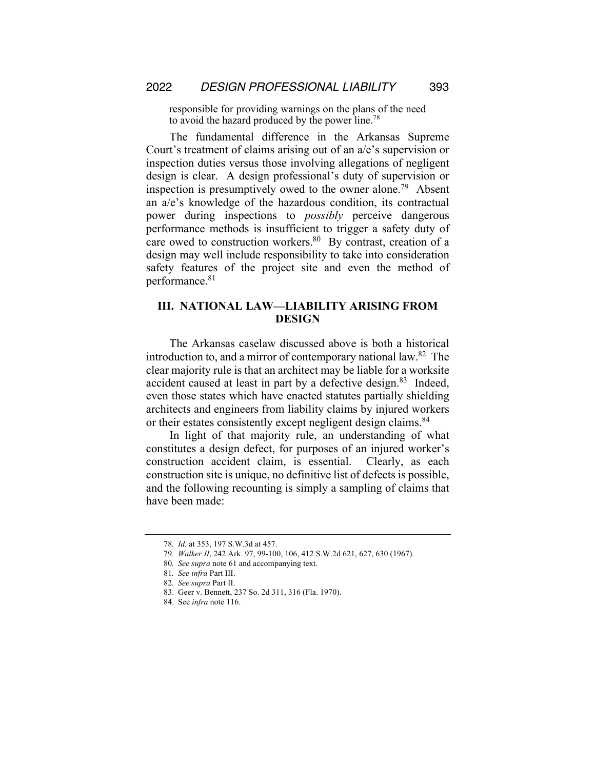responsible for providing warnings on the plans of the need to avoid the hazard produced by the power line.[78]

The fundamental difference in the Arkansas Supreme Court's treatment of claims arising out of an a/e's supervision or inspection duties versus those involving allegations of negligent design is clear. A design professional's duty of supervision or inspection is presumptively owed to the owner alone.[79] Absent an a/e's knowledge of the hazardous condition, its contractual power during inspections to *possibly* perceive dangerous performance methods is insufficient to trigger a safety duty of care owed to construction workers.[80] By contrast, creation of a design may well include responsibility to take into consideration safety features of the project site and even the method of performance.[81]

## III. NATIONAL LAW—LIABILITY ARISING FROM DESIGN

The Arkansas caselaw discussed above is both a historical introduction to, and a mirror of contemporary national law.[82] The clear majority rule is that an architect may be liable for a worksite accident caused at least in part by a defective design.[83] Indeed, even those states which have enacted statutes partially shielding architects and engineers from liability claims by injured workers or their estates consistently except negligent design claims.[84]

In light of that majority rule, an understanding of what constitutes a design defect, for purposes of an injured worker's construction accident claim, is essential. Clearly, as each construction site is unique, no definitive list of defects is possible, and the following recounting is simply a sampling of claims that have been made:

---

78. *Id.* at 353, 197 S.W.3d at 457.

79. *Walker II*, 242 Ark. 97, 99-100, 106, 412 S.W.2d 621, 627, 630 (1967).

80. *See supra* note 61 and accompanying text.

81. *See infra* Part III.

82. *See supra* Part II.

83. Geer v. Bennett, 237 So. 2d 311, 316 (Fla. 1970).

84. See *infra* note 116.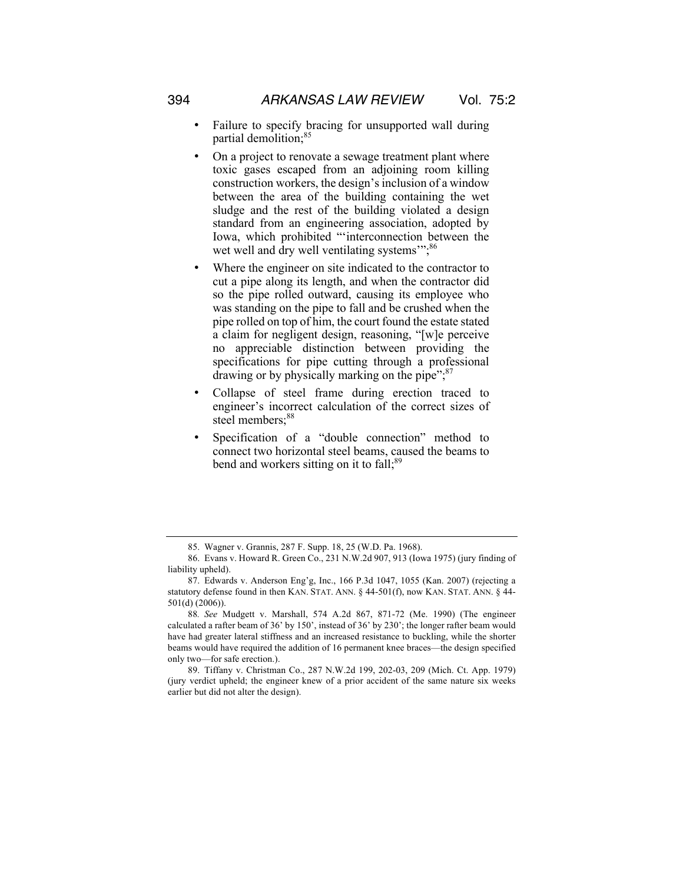- Failure to specify bracing for unsupported wall during partial demolition;[85]
- On a project to renovate a sewage treatment plant where toxic gases escaped from an adjoining room killing construction workers, the design's inclusion of a window between the area of the building containing the wet sludge and the rest of the building violated a design standard from an engineering association, adopted by Iowa, which prohibited "'interconnection between the wet well and dry well ventilating systems'";[86]
- Where the engineer on site indicated to the contractor to cut a pipe along its length, and when the contractor did so the pipe rolled outward, causing its employee who was standing on the pipe to fall and be crushed when the pipe rolled on top of him, the court found the estate stated a claim for negligent design, reasoning, "[w]e perceive no appreciable distinction between providing the specifications for pipe cutting through a professional drawing or by physically marking on the pipe";[87]
- Collapse of steel frame during erection traced to engineer's incorrect calculation of the correct sizes of steel members;[88]
- Specification of a "double connection" method to connect two horizontal steel beams, caused the beams to bend and workers sitting on it to fall;[89]

---

85. Wagner v. Grannis, 287 F. Supp. 18, 25 (W.D. Pa. 1968).

86. Evans v. Howard R. Green Co., 231 N.W.2d 907, 913 (Iowa 1975) (jury finding of liability upheld).

87. Edwards v. Anderson Eng'g, Inc., 166 P.3d 1047, 1055 (Kan. 2007) (rejecting a statutory defense found in then KAN. STAT. ANN. § 44-501(f), now KAN. STAT. ANN. § 44-501(d) (2006)).

88. *See* Mudgett v. Marshall, 574 A.2d 867, 871-72 (Me. 1990) (The engineer calculated a rafter beam of 36' by 150', instead of 36' by 230'; the longer rafter beam would have had greater lateral stiffness and an increased resistance to buckling, while the shorter beams would have required the addition of 16 permanent knee braces—the design specified only two—for safe erection.).

89. Tiffany v. Christman Co., 287 N.W.2d 199, 202-03, 209 (Mich. Ct. App. 1979) (jury verdict upheld; the engineer knew of a prior accident of the same nature six weeks earlier but did not alter the design).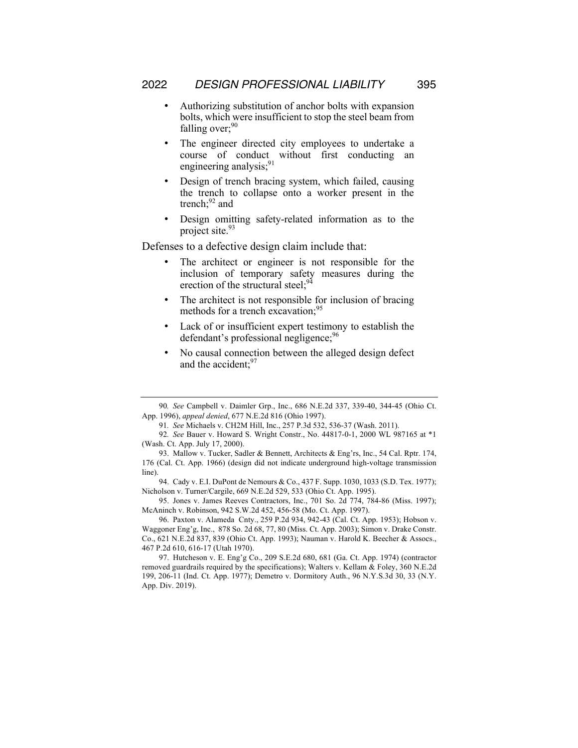- Authorizing substitution of anchor bolts with expansion bolts, which were insufficient to stop the steel beam from falling over;[90]
- The engineer directed city employees to undertake a course of conduct without first conducting an engineering analysis;[91]
- Design of trench bracing system, which failed, causing the trench to collapse onto a worker present in the trench;[92] and
- Design omitting safety-related information as to the project site.[93]

Defenses to a defective design claim include that:

- The architect or engineer is not responsible for the inclusion of temporary safety measures during the erection of the structural steel;[94]
- The architect is not responsible for inclusion of bracing methods for a trench excavation;[95]
- Lack of or insufficient expert testimony to establish the defendant's professional negligence;[96]
- No causal connection between the alleged design defect and the accident;[97]

---

90. *See* Campbell v. Daimler Grp., Inc., 686 N.E.2d 337, 339-40, 344-45 (Ohio Ct. App. 1996), *appeal denied*, 677 N.E.2d 816 (Ohio 1997).

91. *See* Michaels v. CH2M Hill, Inc., 257 P.3d 532, 536-37 (Wash. 2011).

92. *See* Bauer v. Howard S. Wright Constr., No. 44817-0-1, 2000 WL 987165 at *1 (Wash. Ct. App. July 17, 2000).

93. Mallow v. Tucker, Sadler & Bennett, Architects & Eng'rs, Inc., 54 Cal. Rptr. 174, 176 (Cal. Ct. App. 1966) (design did not indicate underground high-voltage transmission line).

94. Cady v. E.I. DuPont de Nemours & Co., 437 F. Supp. 1030, 1033 (S.D. Tex. 1977); Nicholson v. Turner/Cargile, 669 N.E.2d 529, 533 (Ohio Ct. App. 1995).

95. Jones v. James Reeves Contractors, Inc., 701 So. 2d 774, 784-86 (Miss. 1997); McAninch v. Robinson, 942 S.W.2d 452, 456-58 (Mo. Ct. App. 1997).

96. Paxton v. Alameda Cnty., 259 P.2d 934, 942-43 (Cal. Ct. App. 1953); Hobson v. Waggoner Eng'g, Inc., 878 So. 2d 68, 77, 80 (Miss. Ct. App. 2003); Simon v. Drake Constr. Co., 621 N.E.2d 837, 839 (Ohio Ct. App. 1993); Nauman v. Harold K. Beecher & Assocs., 467 P.2d 610, 616-17 (Utah 1970).

97. Hutcheson v. E. Eng'g Co., 209 S.E.2d 680, 681 (Ga. Ct. App. 1974) (contractor removed guardrails required by the specifications); Walters v. Kellam & Foley, 360 N.E.2d 199, 206-11 (Ind. Ct. App. 1977); Demetro v. Dormitory Auth., 96 N.Y.S.3d 30, 33 (N.Y. App. Div. 2019).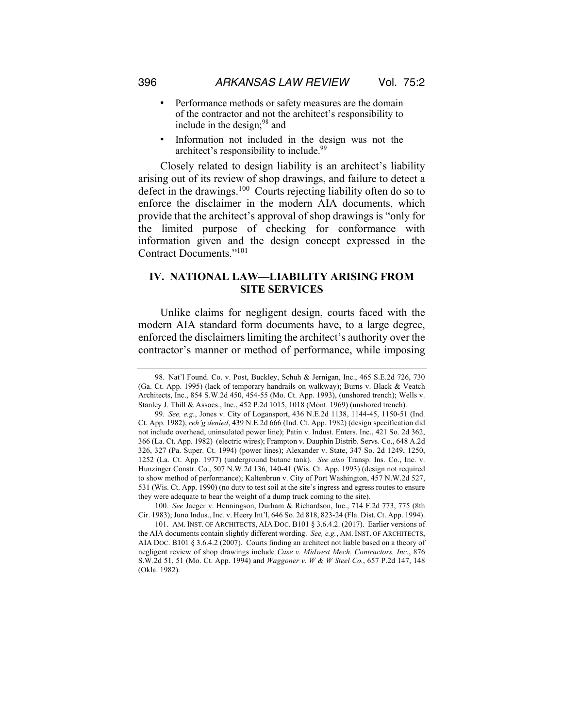- Performance methods or safety measures are the domain of the contractor and not the architect's responsibility to include in the design;[98] and
- Information not included in the design was not the architect's responsibility to include.[99]

Closely related to design liability is an architect's liability arising out of its review of shop drawings, and failure to detect a defect in the drawings.[100] Courts rejecting liability often do so to enforce the disclaimer in the modern AIA documents, which provide that the architect's approval of shop drawings is "only for the limited purpose of checking for conformance with information given and the design concept expressed in the Contract Documents."[101]

## IV. NATIONAL LAW—LIABILITY ARISING FROM SITE SERVICES

Unlike claims for negligent design, courts faced with the modern AIA standard form documents have, to a large degree, enforced the disclaimers limiting the architect's authority over the contractor's manner or method of performance, while imposing

---

98. Nat'l Found. Co. v. Post, Buckley, Schuh & Jernigan, Inc., 465 S.E.2d 726, 730 (Ga. Ct. App. 1995) (lack of temporary handrails on walkway); Burns v. Black & Veatch Architects, Inc., 854 S.W.2d 450, 454-55 (Mo. Ct. App. 1993), (unshored trench); Wells v. Stanley J. Thill & Assocs., Inc., 452 P.2d 1015, 1018 (Mont. 1969) (unshored trench).

99. *See, e.g.*, Jones v. City of Logansport, 436 N.E.2d 1138, 1144-45, 1150-51 (Ind. Ct. App. 1982), *reh'g denied*, 439 N.E.2d 666 (Ind. Ct. App. 1982) (design specification did not include overhead, uninsulated power line); Patin v. Indust. Enters. Inc., 421 So. 2d 362, 366 (La. Ct. App. 1982) (electric wires); Frampton v. Dauphin Distrib. Servs. Co., 648 A.2d 326, 327 (Pa. Super. Ct. 1994) (power lines); Alexander v. State, 347 So. 2d 1249, 1250, 1252 (La. Ct. App. 1977) (underground butane tank). *See also* Transp. Ins. Co., Inc. v. Hunzinger Constr. Co., 507 N.W.2d 136, 140-41 (Wis. Ct. App. 1993) (design not required to show method of performance); Kaltenbrun v. City of Port Washington, 457 N.W.2d 527, 531 (Wis. Ct. App. 1990) (no duty to test soil at the site's ingress and egress routes to ensure they were adequate to bear the weight of a dump truck coming to the site).

100. *See* Jaeger v. Henningson, Durham & Richardson, Inc., 714 F.2d 773, 775 (8th Cir. 1983); Juno Indus., Inc. v. Heery Int'l, 646 So. 2d 818, 823-24 (Fla. Dist. Ct. App. 1994).

101. AM. INST. OF ARCHITECTS, AIA DOC. B101 § 3.6.4.2. (2017). Earlier versions of the AIA documents contain slightly different wording. *See, e.g.*, AM. INST. OF ARCHITECTS, AIA DOC. B101 § 3.6.4.2 (2007). Courts finding an architect not liable based on a theory of negligent review of shop drawings include *Case v. Midwest Mech. Contractors, Inc.*, 876 S.W.2d 51, 51 (Mo. Ct. App. 1994) and *Waggoner v. W & W Steel Co.*, 657 P.2d 147, 148 (Okla. 1982).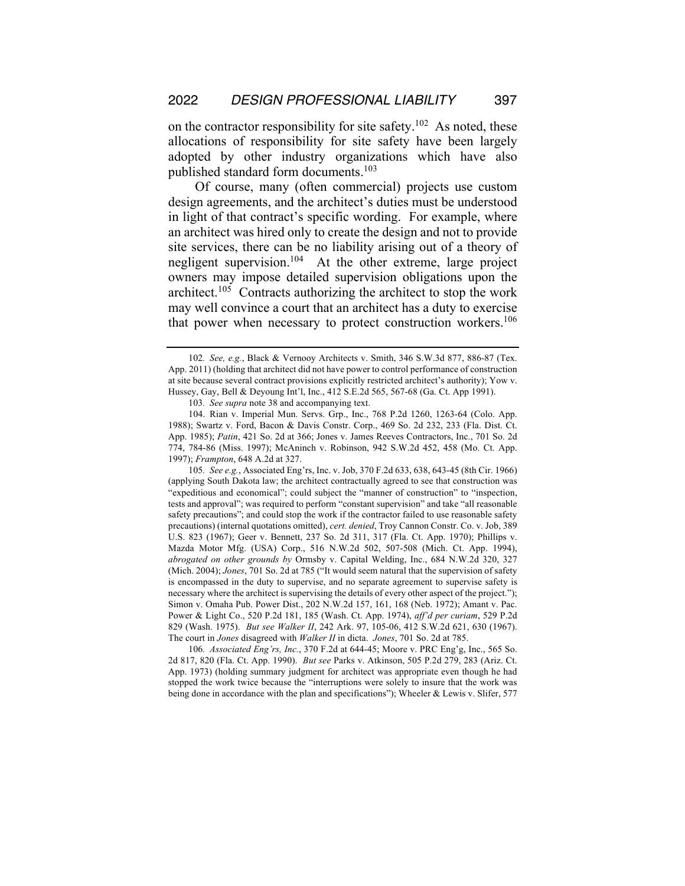on the contractor responsibility for site safety.[102] As noted, these allocations of responsibility for site safety have been largely adopted by other industry organizations which have also published standard form documents.[103]

Of course, many (often commercial) projects use custom design agreements, and the architect's duties must be understood in light of that contract's specific wording. For example, where an architect was hired only to create the design and not to provide site services, there can be no liability arising out of a theory of negligent supervision.[104] At the other extreme, large project owners may impose detailed supervision obligations upon the architect.[105] Contracts authorizing the architect to stop the work may well convince a court that an architect has a duty to exercise that power when necessary to protect construction workers.[106]

---

102. *See, e.g.*, Black & Vernooy Architects v. Smith, 346 S.W.3d 877, 886-87 (Tex. App. 2011) (holding that architect did not have power to control performance of construction at site because several contract provisions explicitly restricted architect's authority); Yow v. Hussey, Gay, Bell & Deyoung Int'l, Inc., 412 S.E.2d 565, 567-68 (Ga. Ct. App 1991).

103. *See supra* note 38 and accompanying text.

104. Rian v. Imperial Mun. Servs. Grp., Inc., 768 P.2d 1260, 1263-64 (Colo. App. 1988); Swartz v. Ford, Bacon & Davis Constr. Corp., 469 So. 2d 232, 233 (Fla. Dist. Ct. App. 1985); *Patin*, 421 So. 2d at 366; Jones v. James Reeves Contractors, Inc., 701 So. 2d 774, 784-86 (Miss. 1997); McAninch v. Robinson, 942 S.W.2d 452, 458 (Mo. Ct. App. 1997); *Frampton*, 648 A.2d at 327.

105. *See e.g.*, Associated Eng'rs, Inc. v. Job, 370 F.2d 633, 638, 643-45 (8th Cir. 1966) (applying South Dakota law; the architect contractually agreed to see that construction was "expeditious and economical"; could subject the "manner of construction" to "inspection, tests and approval"; was required to perform "constant supervision" and take "all reasonable safety precautions"; and could stop the work if the contractor failed to use reasonable safety precautions) (internal quotations omitted), *cert. denied*, Troy Cannon Constr. Co. v. Job, 389 U.S. 823 (1967); Geer v. Bennett, 237 So. 2d 311, 317 (Fla. Ct. App. 1970); Phillips v. Mazda Motor Mfg. (USA) Corp., 516 N.W.2d 502, 507-508 (Mich. Ct. App. 1994), *abrogated on other grounds by* Ormsby v. Capital Welding, Inc., 684 N.W.2d 320, 327 (Mich. 2004); *Jones*, 701 So. 2d at 785 ("It would seem natural that the supervision of safety is encompassed in the duty to supervise, and no separate agreement to supervise safety is necessary where the architect is supervising the details of every other aspect of the project."); Simon v. Omaha Pub. Power Dist., 202 N.W.2d 157, 161, 168 (Neb. 1972); Amant v. Pac. Power & Light Co., 520 P.2d 181, 185 (Wash. Ct. App. 1974), *aff'd per curiam*, 529 P.2d 829 (Wash. 1975). *But see Walker II*, 242 Ark. 97, 105-06, 412 S.W.2d 621, 630 (1967). The court in *Jones* disagreed with *Walker II* in dicta. *Jones*, 701 So. 2d at 785.

106. *Associated Eng'rs, Inc.*, 370 F.2d at 644-45; Moore v. PRC Eng'g, Inc., 565 So. 2d 817, 820 (Fla. Ct. App. 1990). *But see* Parks v. Atkinson, 505 P.2d 279, 283 (Ariz. Ct. App. 1973) (holding summary judgment for architect was appropriate even though he had stopped the work twice because the "interruptions were solely to insure that the work was being done in accordance with the plan and specifications"); Wheeler & Lewis v. Slifer, 577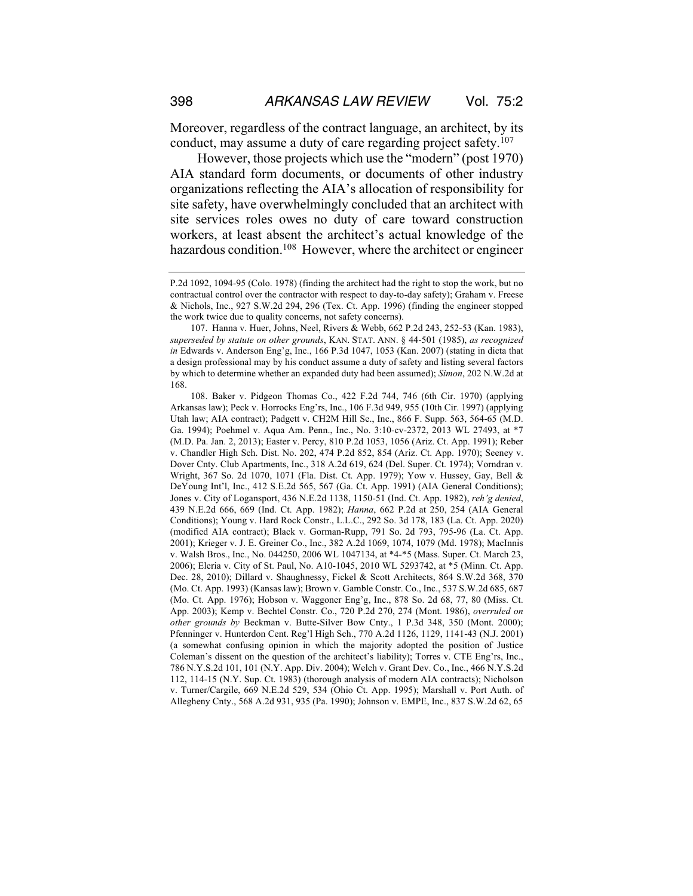Moreover, regardless of the contract language, an architect, by its conduct, may assume a duty of care regarding project safety.[107]

However, those projects which use the "modern" (post 1970) AIA standard form documents, or documents of other industry organizations reflecting the AIA's allocation of responsibility for site safety, have overwhelmingly concluded that an architect with site services roles owes no duty of care toward construction workers, at least absent the architect's actual knowledge of the hazardous condition.[108] However, where the architect or engineer

---

P.2d 1092, 1094-95 (Colo. 1978) (finding the architect had the right to stop the work, but no contractual control over the contractor with respect to day-to-day safety); Graham v. Freese & Nichols, Inc., 927 S.W.2d 294, 296 (Tex. Ct. App. 1996) (finding the engineer stopped the work twice due to quality concerns, not safety concerns).

107. Hanna v. Huer, Johns, Neel, Rivers & Webb, 662 P.2d 243, 252-53 (Kan. 1983), *superseded by statute on other grounds*, KAN. STAT. ANN. § 44-501 (1985), *as recognized in* Edwards v. Anderson Eng'g, Inc., 166 P.3d 1047, 1053 (Kan. 2007) (stating in dicta that a design professional may by his conduct assume a duty of safety and listing several factors by which to determine whether an expanded duty had been assumed); *Simon*, 202 N.W.2d at 168.

108. Baker v. Pidgeon Thomas Co., 422 F.2d 744, 746 (6th Cir. 1970) (applying Arkansas law); Peck v. Horrocks Eng'rs, Inc., 106 F.3d 949, 955 (10th Cir. 1997) (applying Utah law; AIA contract); Padgett v. CH2M Hill Se., Inc., 866 F. Supp. 563, 564-65 (M.D. Ga. 1994); Poehmel v. Aqua Am. Penn., Inc., No. 3:10-cv-2372, 2013 WL 27493, at *7 (M.D. Pa. Jan. 2, 2013); Easter v. Percy, 810 P.2d 1053, 1056 (Ariz. Ct. App. 1991); Reber v. Chandler High Sch. Dist. No. 202, 474 P.2d 852, 854 (Ariz. Ct. App. 1970); Seeney v. Dover Cnty. Club Apartments, Inc., 318 A.2d 619, 624 (Del. Super. Ct. 1974); Vorndran v. Wright, 367 So. 2d 1070, 1071 (Fla. Dist. Ct. App. 1979); Yow v. Hussey, Gay, Bell & DeYoung Int'l, Inc., 412 S.E.2d 565, 567 (Ga. Ct. App. 1991) (AIA General Conditions); Jones v. City of Logansport, 436 N.E.2d 1138, 1150-51 (Ind. Ct. App. 1982), *reh'g denied*, 439 N.E.2d 666, 669 (Ind. Ct. App. 1982); *Hanna*, 662 P.2d at 250, 254 (AIA General Conditions); Young v. Hard Rock Constr., L.L.C., 292 So. 3d 178, 183 (La. Ct. App. 2020) (modified AIA contract); Black v. Gorman-Rupp, 791 So. 2d 793, 795-96 (La. Ct. App. 2001); Krieger v. J. E. Greiner Co., Inc., 382 A.2d 1069, 1074, 1079 (Md. 1978); MacInnis v. Walsh Bros., Inc., No. 044250, 2006 WL 1047134, at *4-*5 (Mass. Super. Ct. March 23, 2006); Eleria v. City of St. Paul, No. A10-1045, 2010 WL 5293742, at *5 (Minn. Ct. App. Dec. 28, 2010); Dillard v. Shaughnessy, Fickel & Scott Architects, 864 S.W.2d 368, 370 (Mo. Ct. App. 1993) (Kansas law); Brown v. Gamble Constr. Co., Inc., 537 S.W.2d 685, 687 (Mo. Ct. App. 1976); Hobson v. Waggoner Eng'g, Inc., 878 So. 2d 68, 77, 80 (Miss. Ct. App. 2003); Kemp v. Bechtel Constr. Co., 720 P.2d 270, 274 (Mont. 1986), *overruled on other grounds by* Beckman v. Butte-Silver Bow Cnty., 1 P.3d 348, 350 (Mont. 2000); Pfenninger v. Hunterdon Cent. Reg'l High Sch., 770 A.2d 1126, 1129, 1141-43 (N.J. 2001) (a somewhat confusing opinion in which the majority adopted the position of Justice Coleman's dissent on the question of the architect's liability); Torres v. CTE Eng'rs, Inc., 786 N.Y.S.2d 101, 101 (N.Y. App. Div. 2004); Welch v. Grant Dev. Co., Inc., 466 N.Y.S.2d 112, 114-15 (N.Y. Sup. Ct. 1983) (thorough analysis of modern AIA contracts); Nicholson v. Turner/Cargile, 669 N.E.2d 529, 534 (Ohio Ct. App. 1995); Marshall v. Port Auth. of Allegheny Cnty., 568 A.2d 931, 935 (Pa. 1990); Johnson v. EMPE, Inc., 837 S.W.2d 62, 65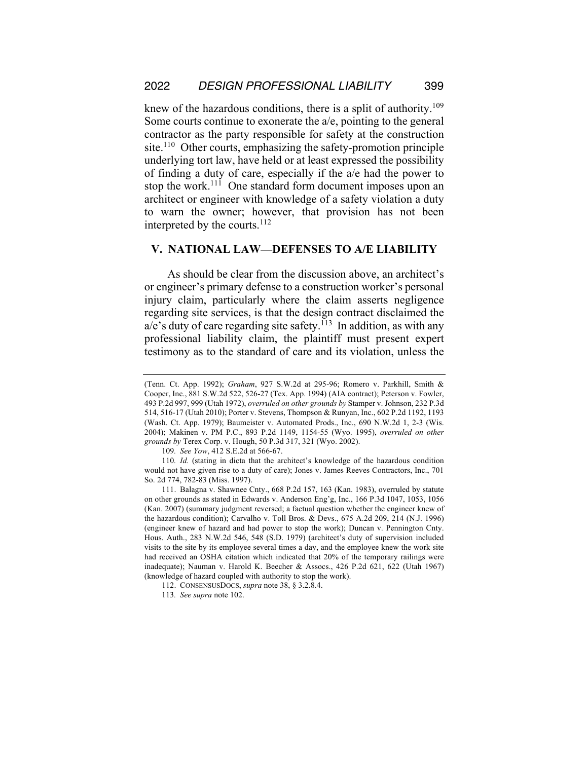knew of the hazardous conditions, there is a split of authority.[109] Some courts continue to exonerate the a/e, pointing to the general contractor as the party responsible for safety at the construction site.[110] Other courts, emphasizing the safety-promotion principle underlying tort law, have held or at least expressed the possibility of finding a duty of care, especially if the a/e had the power to stop the work.[111] One standard form document imposes upon an architect or engineer with knowledge of a safety violation a duty to warn the owner; however, that provision has not been interpreted by the courts.[112]

## V. NATIONAL LAW—DEFENSES TO A/E LIABILITY

As should be clear from the discussion above, an architect's or engineer's primary defense to a construction worker's personal injury claim, particularly where the claim asserts negligence regarding site services, is that the design contract disclaimed the a/e's duty of care regarding site safety.[113] In addition, as with any professional liability claim, the plaintiff must present expert testimony as to the standard of care and its violation, unless the

---

(Tenn. Ct. App. 1992); *Graham*, 927 S.W.2d at 295-96; Romero v. Parkhill, Smith & Cooper, Inc., 881 S.W.2d 522, 526-27 (Tex. App. 1994) (AIA contract); Peterson v. Fowler, 493 P.2d 997, 999 (Utah 1972), *overruled on other grounds by* Stamper v. Johnson, 232 P.3d 514, 516-17 (Utah 2010); Porter v. Stevens, Thompson & Runyan, Inc., 602 P.2d 1192, 1193 (Wash. Ct. App. 1979); Baumeister v. Automated Prods., Inc., 690 N.W.2d 1, 2-3 (Wis. 2004); Makinen v. PM P.C., 893 P.2d 1149, 1154-55 (Wyo. 1995), *overruled on other grounds by* Terex Corp. v. Hough, 50 P.3d 317, 321 (Wyo. 2002).

109. *See Yow*, 412 S.E.2d at 566-67.

110. *Id.* (stating in dicta that the architect's knowledge of the hazardous condition would not have given rise to a duty of care); Jones v. James Reeves Contractors, Inc., 701 So. 2d 774, 782-83 (Miss. 1997).

111. Balagna v. Shawnee Cnty., 668 P.2d 157, 163 (Kan. 1983), overruled by statute on other grounds as stated in Edwards v. Anderson Eng'g, Inc., 166 P.3d 1047, 1053, 1056 (Kan. 2007) (summary judgment reversed; a factual question whether the engineer knew of the hazardous condition); Carvalho v. Toll Bros. & Devs., 675 A.2d 209, 214 (N.J. 1996) (engineer knew of hazard and had power to stop the work); Duncan v. Pennington Cnty. Hous. Auth., 283 N.W.2d 546, 548 (S.D. 1979) (architect's duty of supervision included visits to the site by its employee several times a day, and the employee knew the work site had received an OSHA citation which indicated that 20% of the temporary railings were inadequate); Nauman v. Harold K. Beecher & Assocs., 426 P.2d 621, 622 (Utah 1967) (knowledge of hazard coupled with authority to stop the work).

112. CONSENSUSDOCS, *supra* note 38, § 3.2.8.4.

113. *See supra* note 102.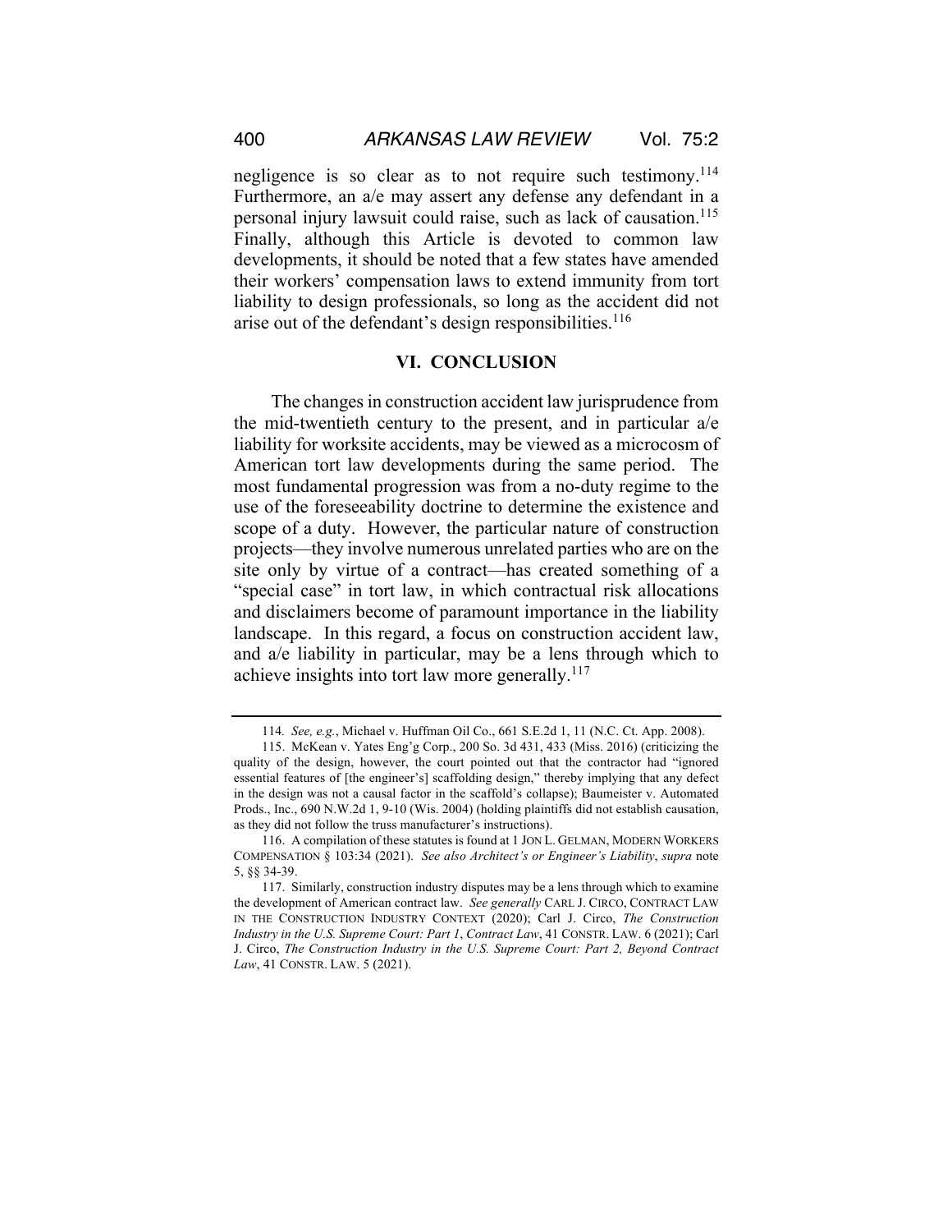negligence is so clear as to not require such testimony.[114] Furthermore, an a/e may assert any defense any defendant in a personal injury lawsuit could raise, such as lack of causation.[115] Finally, although this Article is devoted to common law developments, it should be noted that a few states have amended their workers' compensation laws to extend immunity from tort liability to design professionals, so long as the accident did not arise out of the defendant's design responsibilities.[116]

## VI. CONCLUSION

The changes in construction accident law jurisprudence from the mid-twentieth century to the present, and in particular a/e liability for worksite accidents, may be viewed as a microcosm of American tort law developments during the same period. The most fundamental progression was from a no-duty regime to the use of the foreseeability doctrine to determine the existence and scope of a duty. However, the particular nature of construction projects—they involve numerous unrelated parties who are on the site only by virtue of a contract—has created something of a "special case" in tort law, in which contractual risk allocations and disclaimers become of paramount importance in the liability landscape. In this regard, a focus on construction accident law, and a/e liability in particular, may be a lens through which to achieve insights into tort law more generally.[117]

---

114. *See, e.g.*, Michael v. Huffman Oil Co., 661 S.E.2d 1, 11 (N.C. Ct. App. 2008).

115. McKean v. Yates Eng'g Corp., 200 So. 3d 431, 433 (Miss. 2016) (criticizing the quality of the design, however, the court pointed out that the contractor had "ignored essential features of [the engineer's] scaffolding design," thereby implying that any defect in the design was not a causal factor in the scaffold's collapse); Baumeister v. Automated Prods., Inc., 690 N.W.2d 1, 9-10 (Wis. 2004) (holding plaintiffs did not establish causation, as they did not follow the truss manufacturer's instructions).

116. A compilation of these statutes is found at 1 JON L. GELMAN, MODERN WORKERS COMPENSATION § 103:34 (2021). *See also Architect's or Engineer's Liability*, *supra* note 5, §§ 34-39.

117. Similarly, construction industry disputes may be a lens through which to examine the development of American contract law. *See generally* CARL J. CIRCO, CONTRACT LAW IN THE CONSTRUCTION INDUSTRY CONTEXT (2020); Carl J. Circo, *The Construction Industry in the U.S. Supreme Court: Part 1*, *Contract Law*, 41 CONSTR. LAW. 6 (2021); Carl J. Circo, *The Construction Industry in the U.S. Supreme Court: Part 2, Beyond Contract Law*, 41 CONSTR. LAW. 5 (2021).